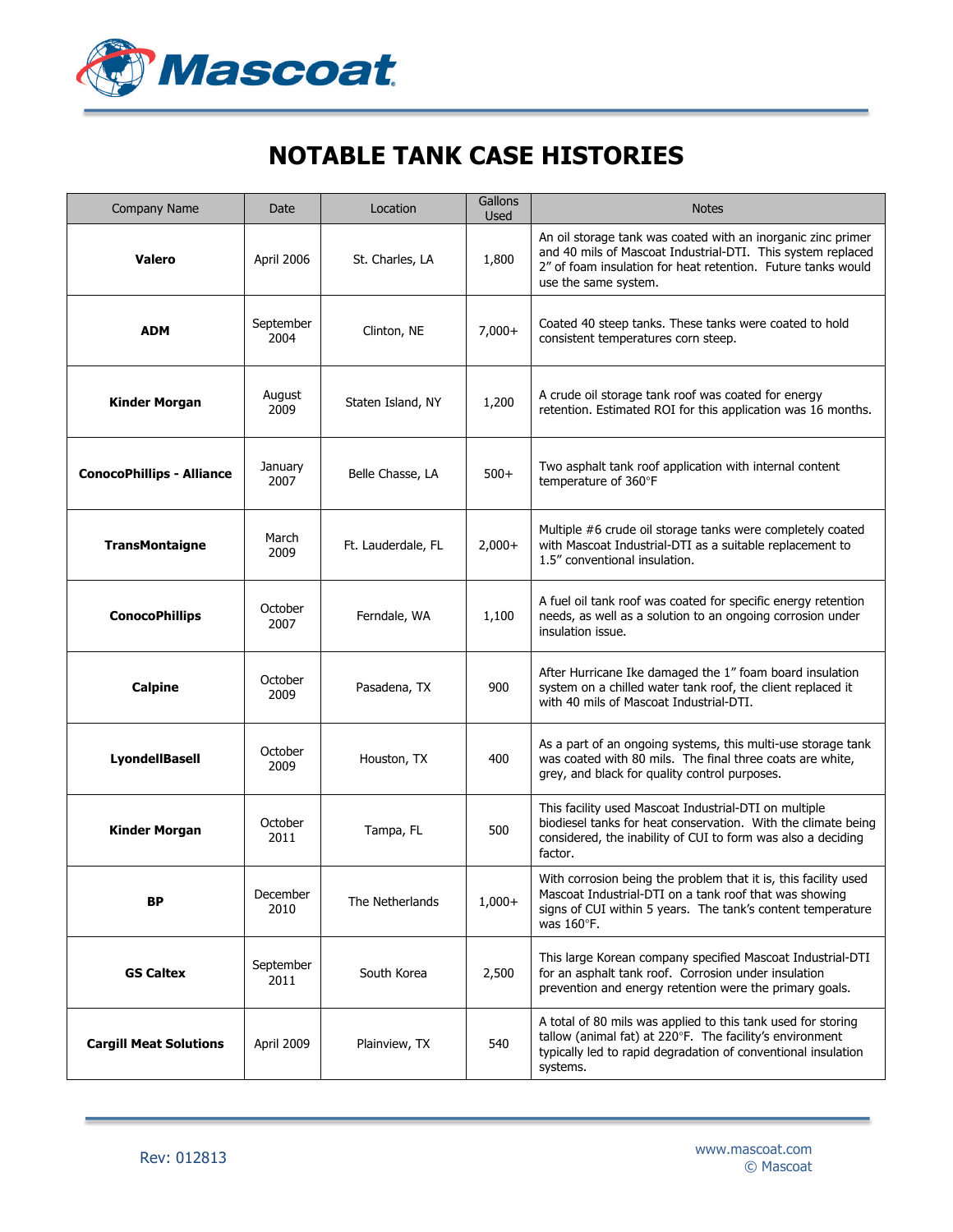# NOTABLE TANK CASE HISTORIES

| Company Name | Date | Location | Gallons Used | Notes |
|---|---|---|---|---|
| **Valero** | April 2006 | St. Charles, LA | 1,800 | An oil storage tank was coated with an inorganic zinc primer and 40 mils of Mascoat Industrial-DTI. This system replaced 2" of foam insulation for heat retention. Future tanks would use the same system. |
| **ADM** | September 2004 | Clinton, NE | 7,000+ | Coated 40 steep tanks. These tanks were coated to hold consistent temperatures corn steep. |
| **Kinder Morgan** | August 2009 | Staten Island, NY | 1,200 | A crude oil storage tank roof was coated for energy retention. Estimated ROI for this application was 16 months. |
| **ConocoPhillips - Alliance** | January 2007 | Belle Chasse, LA | 500+ | Two asphalt tank roof application with internal content temperature of 360°F |
| **TransMontaigne** | March 2009 | Ft. Lauderdale, FL | 2,000+ | Multiple #6 crude oil storage tanks were completely coated with Mascoat Industrial-DTI as a suitable replacement to 1.5" conventional insulation. |
| **ConocoPhillips** | October 2007 | Ferndale, WA | 1,100 | A fuel oil tank roof was coated for specific energy retention needs, as well as a solution to an ongoing corrosion under insulation issue. |
| **Calpine** | October 2009 | Pasadena, TX | 900 | After Hurricane Ike damaged the 1" foam board insulation system on a chilled water tank roof, the client replaced it with 40 mils of Mascoat Industrial-DTI. |
| **LyondellBasell** | October 2009 | Houston, TX | 400 | As a part of an ongoing systems, this multi-use storage tank was coated with 80 mils. The final three coats are white, grey, and black for quality control purposes. |
| **Kinder Morgan** | October 2011 | Tampa, FL | 500 | This facility used Mascoat Industrial-DTI on multiple biodiesel tanks for heat conservation. With the climate being considered, the inability of CUI to form was also a deciding factor. |
| **BP** | December 2010 | The Netherlands | 1,000+ | With corrosion being the problem that it is, this facility used Mascoat Industrial-DTI on a tank roof that was showing signs of CUI within 5 years. The tank's content temperature was 160°F. |
| **GS Caltex** | September 2011 | South Korea | 2,500 | This large Korean company specified Mascoat Industrial-DTI for an asphalt tank roof. Corrosion under insulation prevention and energy retention were the primary goals. |
| **Cargill Meat Solutions** | April 2009 | Plainview, TX | 540 | A total of 80 mils was applied to this tank used for storing tallow (animal fat) at 220°F. The facility's environment typically led to rapid degradation of conventional insulation systems. |

Rev: 012813

www.mascoat.com
© Mascoat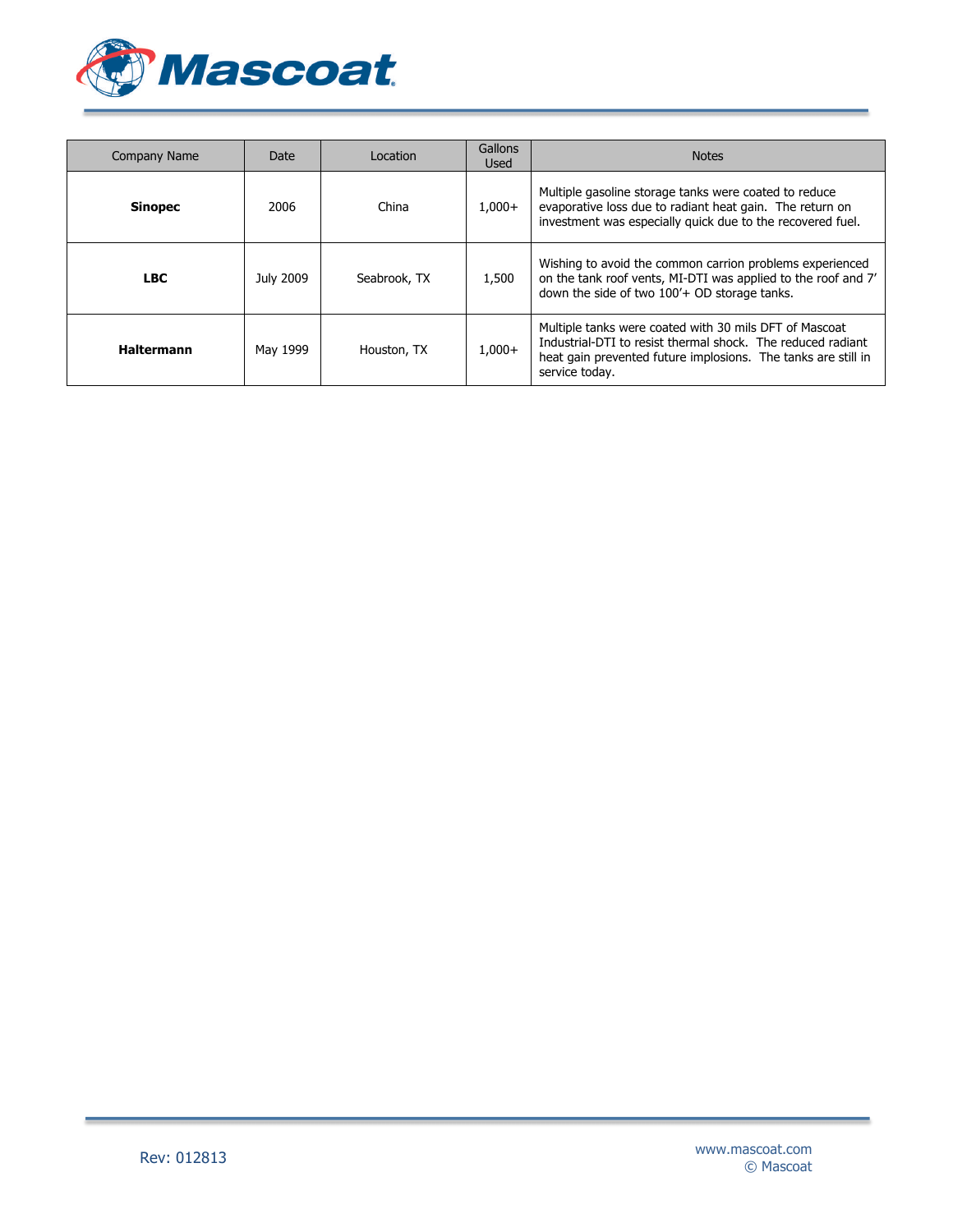| Company Name | Date | Location | Gallons Used | Notes |
|---|---|---|---|---|
| **Sinopec** | 2006 | China | 1,000+ | Multiple gasoline storage tanks were coated to reduce evaporative loss due to radiant heat gain. The return on investment was especially quick due to the recovered fuel. |
| **LBC** | July 2009 | Seabrook, TX | 1,500 | Wishing to avoid the common carrion problems experienced on the tank roof vents, MI-DTI was applied to the roof and 7' down the side of two 100'+ OD storage tanks. |
| **Haltermann** | May 1999 | Houston, TX | 1,000+ | Multiple tanks were coated with 30 mils DFT of Mascoat Industrial-DTI to resist thermal shock. The reduced radiant heat gain prevented future implosions. The tanks are still in service today. |

Rev: 012813

www.mascoat.com
© Mascoat